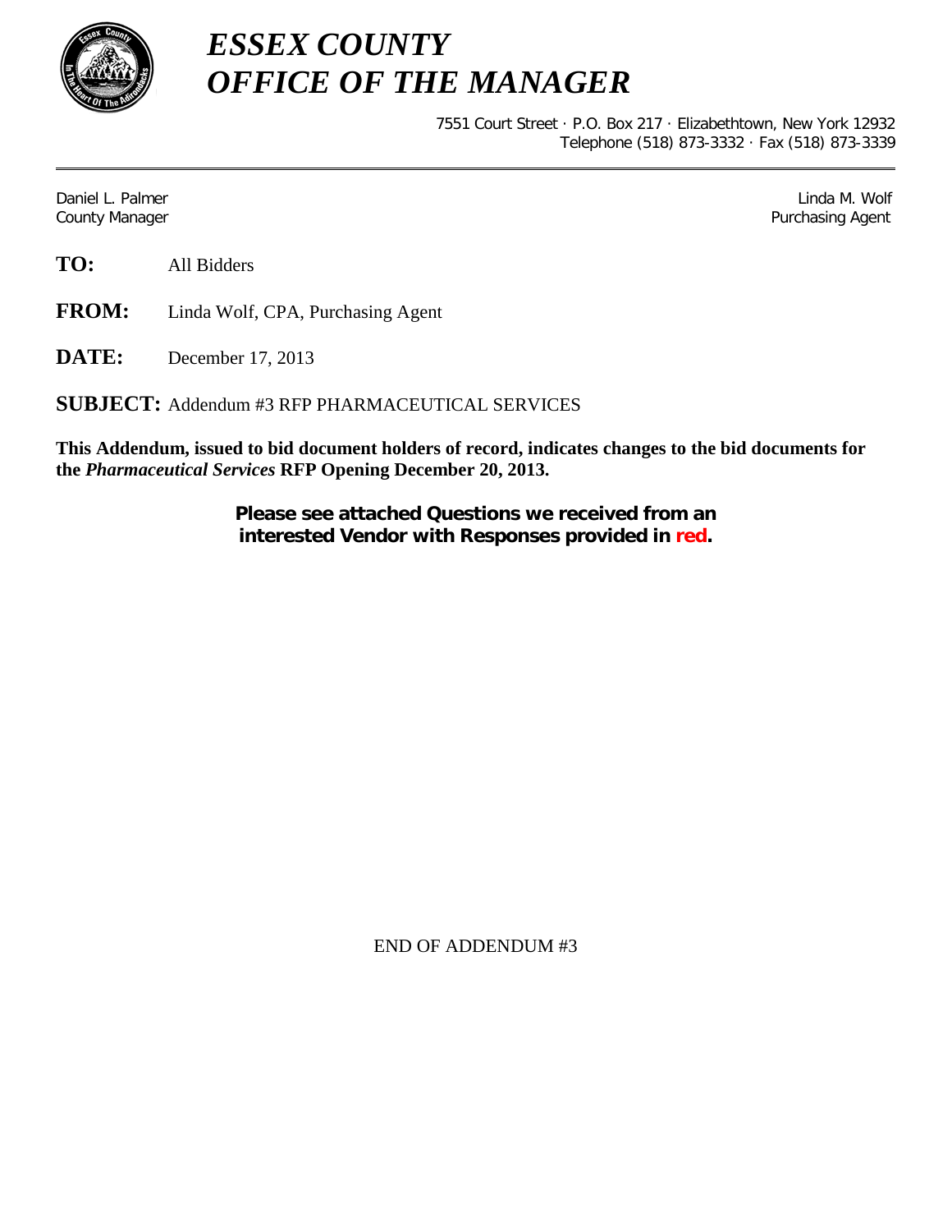# *ESSEX COUNTY*
# *OFFICE OF THE MANAGER*

7551 Court Street · P.O. Box 217 · Elizabethtown, New York 12932
Telephone (518) 873-3332 · Fax (518) 873-3339

---

Daniel L. Palmer
County Manager

Linda M. Wolf
Purchasing Agent

**TO:** All Bidders

**FROM:** Linda Wolf, CPA, Purchasing Agent

**DATE:** December 17, 2013

**SUBJECT:** Addendum #3 RFP PHARMACEUTICAL SERVICES

**This Addendum, issued to bid document holders of record, indicates changes to the bid documents for the *Pharmaceutical Services* RFP Opening December 20, 2013.**

**Please see attached Questions we received from an interested Vendor with Responses provided in red.**

END OF ADDENDUM #3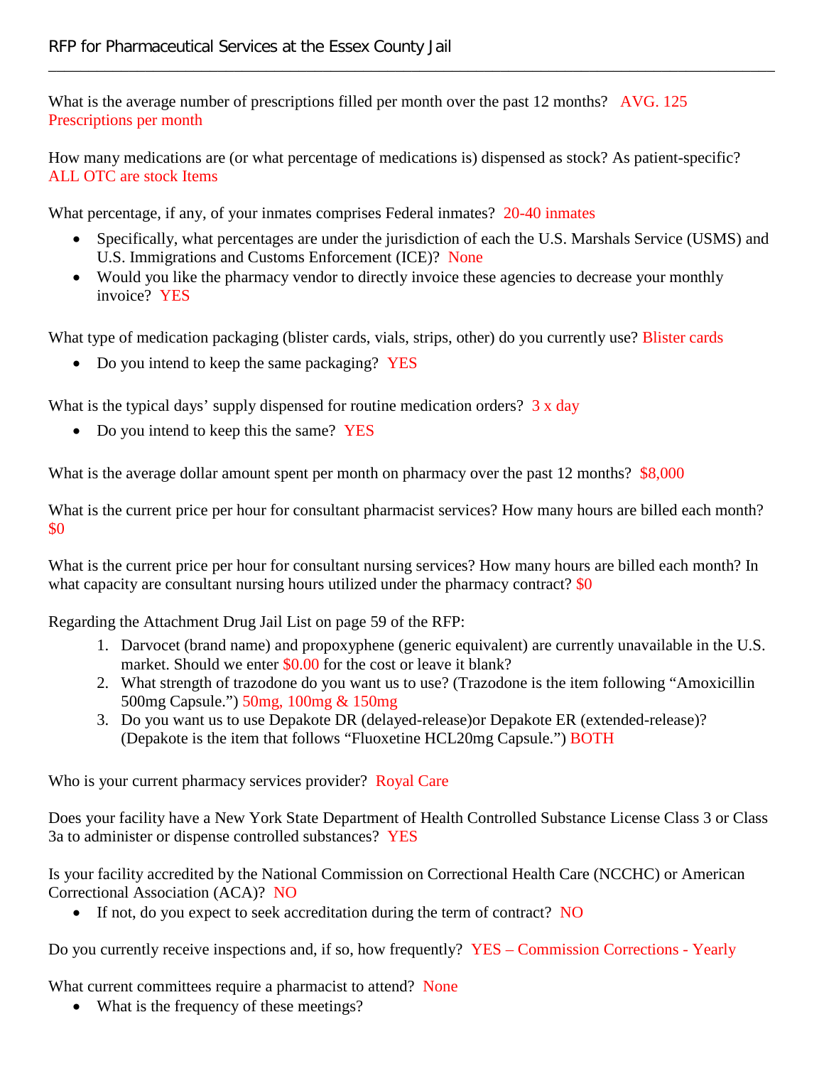What is the average number of prescriptions filled per month over the past 12 months? AVG. 125 Prescriptions per month

How many medications are (or what percentage of medications is) dispensed as stock? As patient-specific? ALL OTC are stock Items

What percentage, if any, of your inmates comprises Federal inmates? 20-40 inmates

- Specifically, what percentages are under the jurisdiction of each the U.S. Marshals Service (USMS) and U.S. Immigrations and Customs Enforcement (ICE)? None
- Would you like the pharmacy vendor to directly invoice these agencies to decrease your monthly invoice? YES

What type of medication packaging (blister cards, vials, strips, other) do you currently use? Blister cards

- Do you intend to keep the same packaging? YES

What is the typical days' supply dispensed for routine medication orders? 3 x day

- Do you intend to keep this the same? YES

What is the average dollar amount spent per month on pharmacy over the past 12 months? $8,000

What is the current price per hour for consultant pharmacist services? How many hours are billed each month? $0

What is the current price per hour for consultant nursing services? How many hours are billed each month? In what capacity are consultant nursing hours utilized under the pharmacy contract? $0

Regarding the Attachment Drug Jail List on page 59 of the RFP:

1. Darvocet (brand name) and propoxyphene (generic equivalent) are currently unavailable in the U.S. market. Should we enter $0.00 for the cost or leave it blank?
2. What strength of trazodone do you want us to use? (Trazodone is the item following "Amoxicillin 500mg Capsule.") 50mg, 100mg & 150mg
3. Do you want us to use Depakote DR (delayed-release)or Depakote ER (extended-release)? (Depakote is the item that follows "Fluoxetine HCL20mg Capsule.") BOTH

Who is your current pharmacy services provider? Royal Care

Does your facility have a New York State Department of Health Controlled Substance License Class 3 or Class 3a to administer or dispense controlled substances? YES

Is your facility accredited by the National Commission on Correctional Health Care (NCCHC) or American Correctional Association (ACA)? NO

- If not, do you expect to seek accreditation during the term of contract? NO

Do you currently receive inspections and, if so, how frequently? YES – Commission Corrections - Yearly

What current committees require a pharmacist to attend? None

- What is the frequency of these meetings?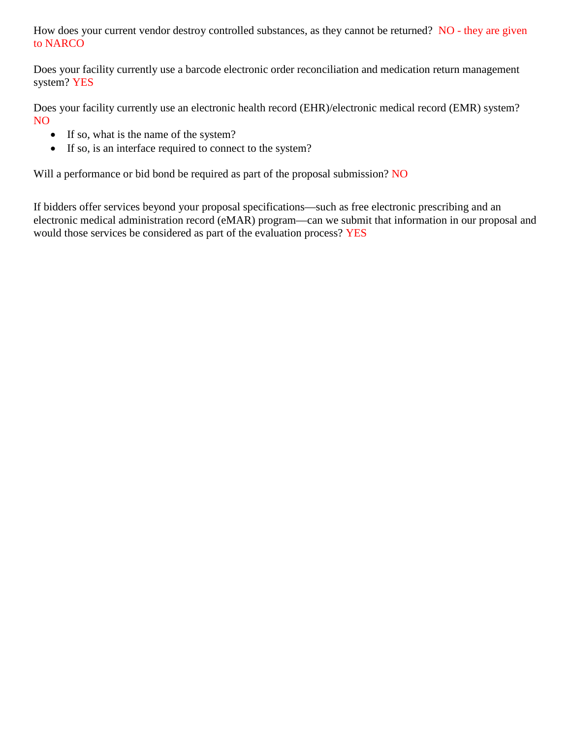How does your current vendor destroy controlled substances, as they cannot be returned? NO - they are given to NARCO

Does your facility currently use a barcode electronic order reconciliation and medication return management system? YES

Does your facility currently use an electronic health record (EHR)/electronic medical record (EMR) system? NO

- If so, what is the name of the system?
- If so, is an interface required to connect to the system?

Will a performance or bid bond be required as part of the proposal submission? NO

If bidders offer services beyond your proposal specifications—such as free electronic prescribing and an electronic medical administration record (eMAR) program—can we submit that information in our proposal and would those services be considered as part of the evaluation process? YES